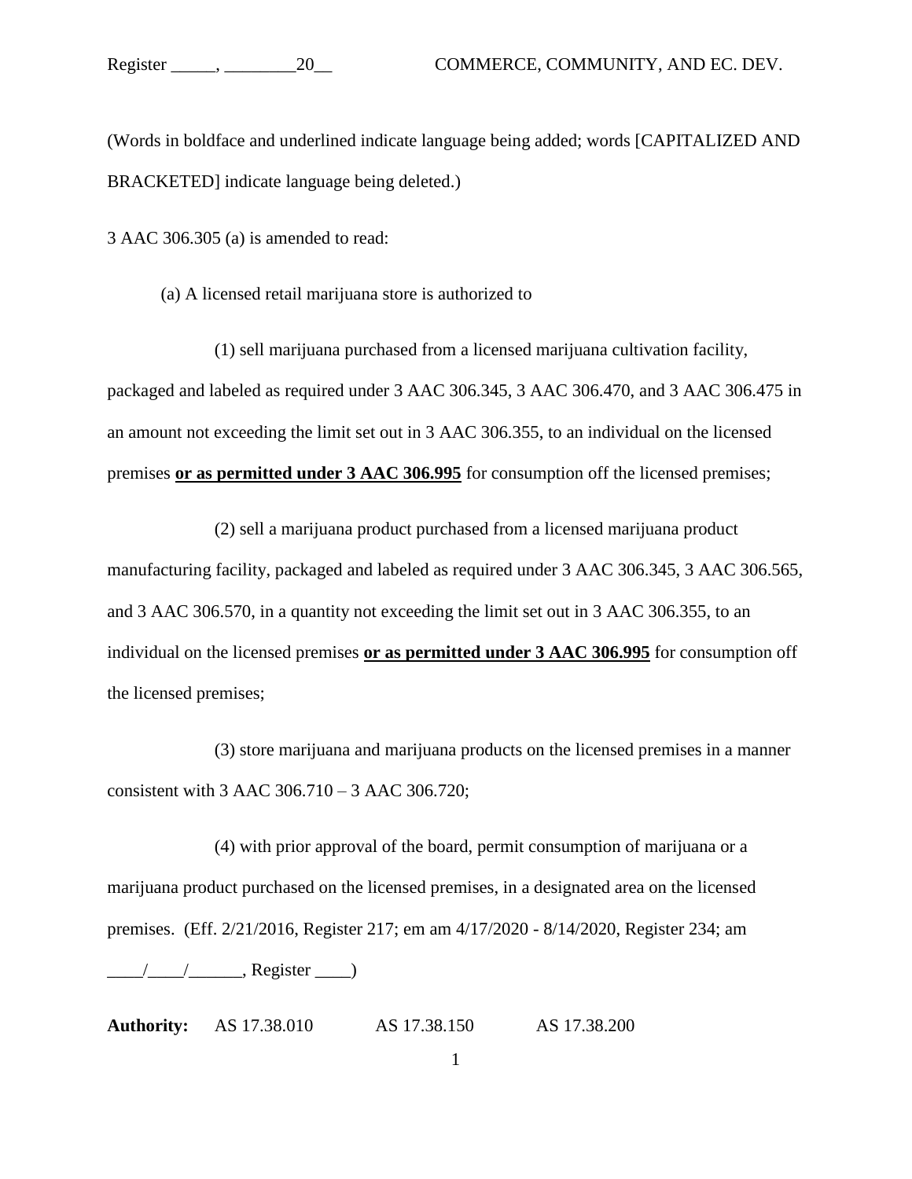(Words in boldface and underlined indicate language being added; words [CAPITALIZED AND BRACKETED] indicate language being deleted.)

3 AAC 306.305 (a) is amended to read:

(a) A licensed retail marijuana store is authorized to

(1) sell marijuana purchased from a licensed marijuana cultivation facility, packaged and labeled as required under 3 AAC 306.345, 3 AAC 306.470, and 3 AAC 306.475 in an amount not exceeding the limit set out in 3 AAC 306.355, to an individual on the licensed premises <u>**or as permitted under 3 AAC 306.995**</u> for consumption off the licensed premises;

(2) sell a marijuana product purchased from a licensed marijuana product manufacturing facility, packaged and labeled as required under 3 AAC 306.345, 3 AAC 306.565, and 3 AAC 306.570, in a quantity not exceeding the limit set out in 3 AAC 306.355, to an individual on the licensed premises <u>**or as permitted under 3 AAC 306.995**</u> for consumption off the licensed premises;

(3) store marijuana and marijuana products on the licensed premises in a manner consistent with 3 AAC 306.710 – 3 AAC 306.720;

(4) with prior approval of the board, permit consumption of marijuana or a marijuana product purchased on the licensed premises, in a designated area on the licensed premises. (Eff. 2/21/2016, Register 217; em am 4/17/2020 - 8/14/2020, Register 234; am \_\_\_\_/\_\_\_\_/\_\_\_\_\_\_, Register \_\_\_\_)

**Authority:** AS 17.38.010 AS 17.38.150 AS 17.38.200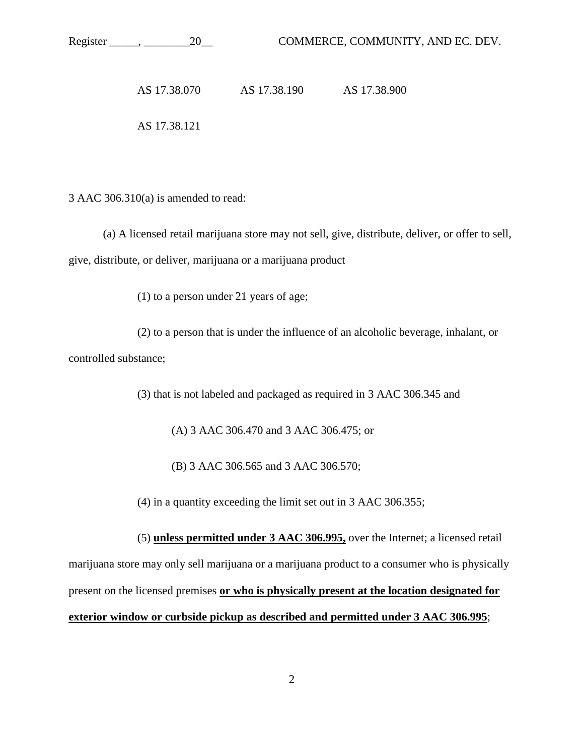AS 17.38.070 AS 17.38.190 AS 17.38.900

AS 17.38.121

3 AAC 306.310(a) is amended to read:

(a) A licensed retail marijuana store may not sell, give, distribute, deliver, or offer to sell, give, distribute, or deliver, marijuana or a marijuana product

(1) to a person under 21 years of age;

(2) to a person that is under the influence of an alcoholic beverage, inhalant, or controlled substance;

(3) that is not labeled and packaged as required in 3 AAC 306.345 and

(A) 3 AAC 306.470 and 3 AAC 306.475; or

(B) 3 AAC 306.565 and 3 AAC 306.570;

(4) in a quantity exceeding the limit set out in 3 AAC 306.355;

(5) **unless permitted under 3 AAC 306.995,** over the Internet; a licensed retail marijuana store may only sell marijuana or a marijuana product to a consumer who is physically present on the licensed premises **or who is physically present at the location designated for exterior window or curbside pickup as described and permitted under 3 AAC 306.995**;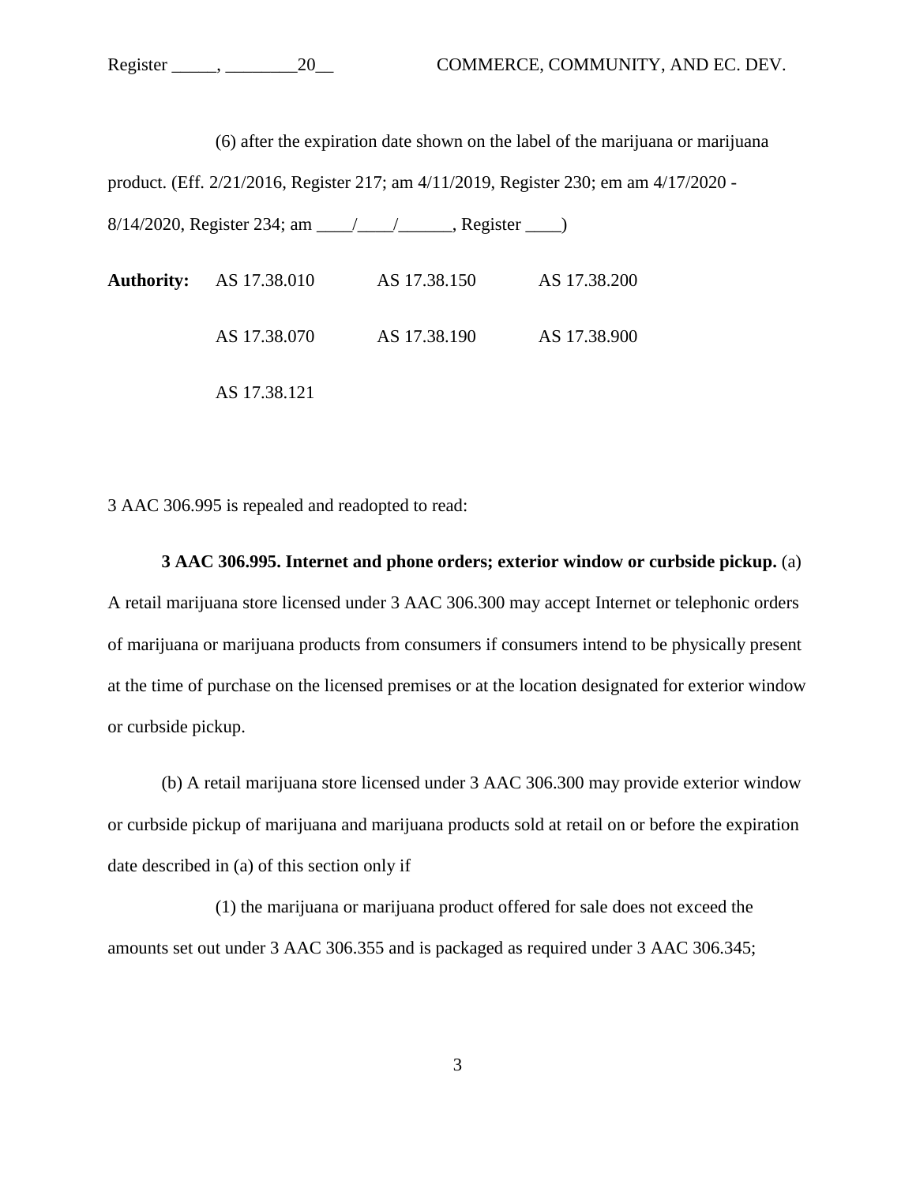(6) after the expiration date shown on the label of the marijuana or marijuana product. (Eff. 2/21/2016, Register 217; am 4/11/2019, Register 230; em am 4/17/2020 - 8/14/2020, Register 234; am ____/____/______, Register ____)

| **Authority:** | AS 17.38.010 | AS 17.38.150 | AS 17.38.200 |
|---|---|---|---|
| | AS 17.38.070 | AS 17.38.190 | AS 17.38.900 |
| | AS 17.38.121 | | |

3 AAC 306.995 is repealed and readopted to read:

**3 AAC 306.995. Internet and phone orders; exterior window or curbside pickup.** (a) A retail marijuana store licensed under 3 AAC 306.300 may accept Internet or telephonic orders of marijuana or marijuana products from consumers if consumers intend to be physically present at the time of purchase on the licensed premises or at the location designated for exterior window or curbside pickup.

(b) A retail marijuana store licensed under 3 AAC 306.300 may provide exterior window or curbside pickup of marijuana and marijuana products sold at retail on or before the expiration date described in (a) of this section only if

(1) the marijuana or marijuana product offered for sale does not exceed the amounts set out under 3 AAC 306.355 and is packaged as required under 3 AAC 306.345;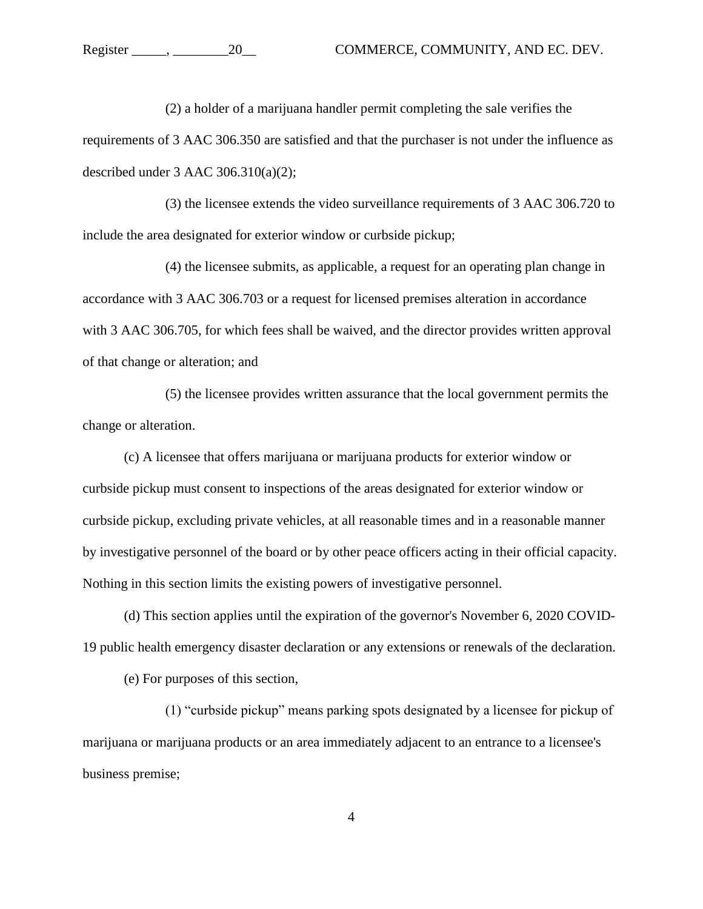(2) a holder of a marijuana handler permit completing the sale verifies the requirements of 3 AAC 306.350 are satisfied and that the purchaser is not under the influence as described under 3 AAC 306.310(a)(2);

(3) the licensee extends the video surveillance requirements of 3 AAC 306.720 to include the area designated for exterior window or curbside pickup;

(4) the licensee submits, as applicable, a request for an operating plan change in accordance with 3 AAC 306.703 or a request for licensed premises alteration in accordance with 3 AAC 306.705, for which fees shall be waived, and the director provides written approval of that change or alteration; and

(5) the licensee provides written assurance that the local government permits the change or alteration.

(c) A licensee that offers marijuana or marijuana products for exterior window or curbside pickup must consent to inspections of the areas designated for exterior window or curbside pickup, excluding private vehicles, at all reasonable times and in a reasonable manner by investigative personnel of the board or by other peace officers acting in their official capacity. Nothing in this section limits the existing powers of investigative personnel.

(d) This section applies until the expiration of the governor's November 6, 2020 COVID-19 public health emergency disaster declaration or any extensions or renewals of the declaration.

(e) For purposes of this section,

(1) "curbside pickup" means parking spots designated by a licensee for pickup of marijuana or marijuana products or an area immediately adjacent to an entrance to a licensee's business premise;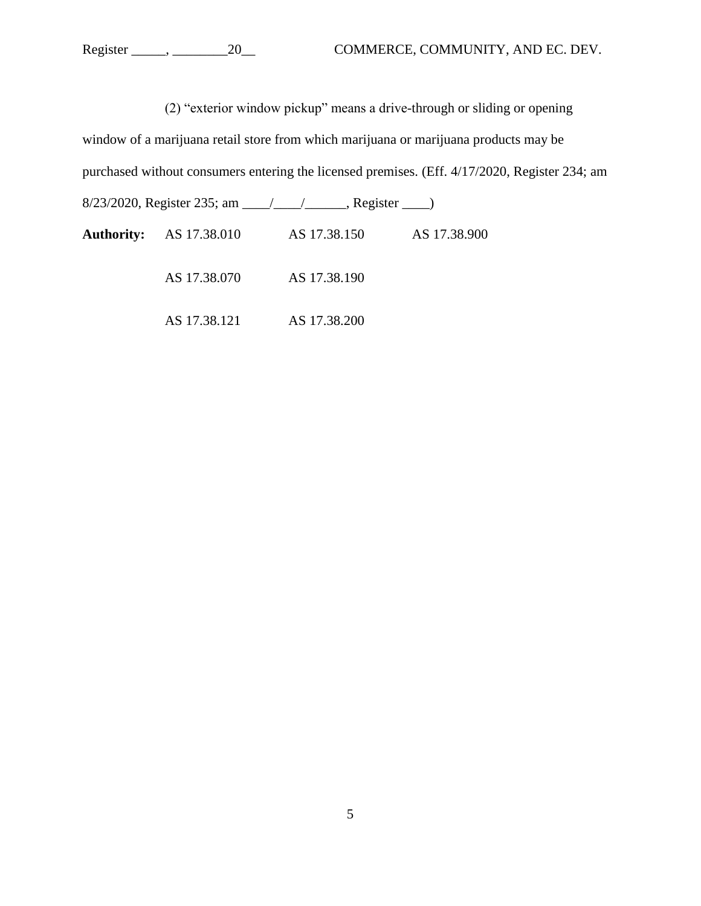(2) “exterior window pickup” means a drive-through or sliding or opening window of a marijuana retail store from which marijuana or marijuana products may be purchased without consumers entering the licensed premises. (Eff. 4/17/2020, Register 234; am 8/23/2020, Register 235; am ____/____/______, Register ____)

**Authority:** AS 17.38.010 AS 17.38.150 AS 17.38.900

AS 17.38.070 AS 17.38.190

AS 17.38.121 AS 17.38.200